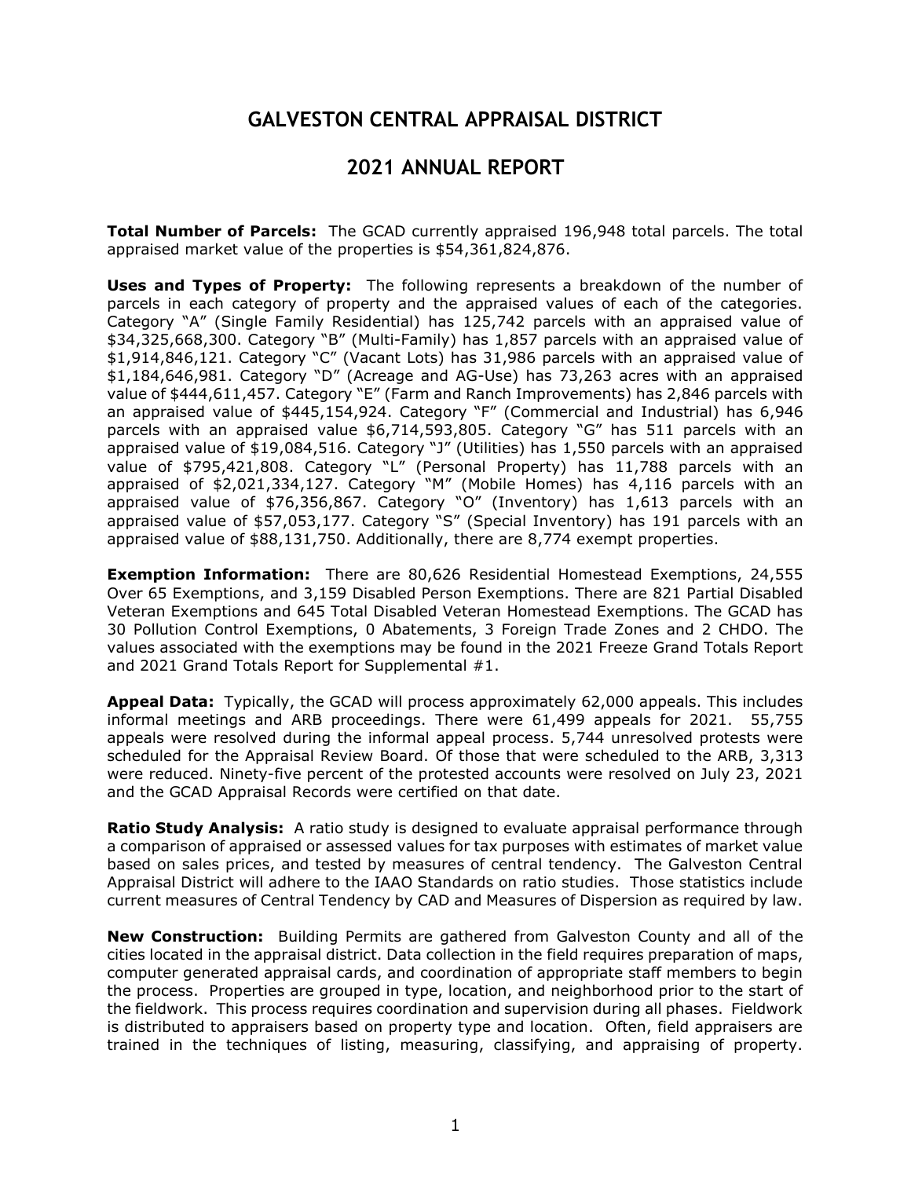# GALVESTON CENTRAL APPRAISAL DISTRICT

## 2021 ANNUAL REPORT

**Total Number of Parcels:** The GCAD currently appraised 196,948 total parcels. The total appraised market value of the properties is $54,361,824,876.

**Uses and Types of Property:** The following represents a breakdown of the number of parcels in each category of property and the appraised values of each of the categories. Category "A" (Single Family Residential) has 125,742 parcels with an appraised value of $34,325,668,300. Category "B" (Multi-Family) has 1,857 parcels with an appraised value of $1,914,846,121. Category "C" (Vacant Lots) has 31,986 parcels with an appraised value of $1,184,646,981. Category "D" (Acreage and AG-Use) has 73,263 acres with an appraised value of $444,611,457. Category "E" (Farm and Ranch Improvements) has 2,846 parcels with an appraised value of $445,154,924. Category "F" (Commercial and Industrial) has 6,946 parcels with an appraised value $6,714,593,805. Category "G" has 511 parcels with an appraised value of $19,084,516. Category "J" (Utilities) has 1,550 parcels with an appraised value of $795,421,808. Category "L" (Personal Property) has 11,788 parcels with an appraised of $2,021,334,127. Category "M" (Mobile Homes) has 4,116 parcels with an appraised value of $76,356,867. Category "O" (Inventory) has 1,613 parcels with an appraised value of $57,053,177. Category "S" (Special Inventory) has 191 parcels with an appraised value of $88,131,750. Additionally, there are 8,774 exempt properties.

**Exemption Information:** There are 80,626 Residential Homestead Exemptions, 24,555 Over 65 Exemptions, and 3,159 Disabled Person Exemptions. There are 821 Partial Disabled Veteran Exemptions and 645 Total Disabled Veteran Homestead Exemptions. The GCAD has 30 Pollution Control Exemptions, 0 Abatements, 3 Foreign Trade Zones and 2 CHDO. The values associated with the exemptions may be found in the 2021 Freeze Grand Totals Report and 2021 Grand Totals Report for Supplemental #1.

**Appeal Data:** Typically, the GCAD will process approximately 62,000 appeals. This includes informal meetings and ARB proceedings. There were 61,499 appeals for 2021. 55,755 appeals were resolved during the informal appeal process. 5,744 unresolved protests were scheduled for the Appraisal Review Board. Of those that were scheduled to the ARB, 3,313 were reduced. Ninety-five percent of the protested accounts were resolved on July 23, 2021 and the GCAD Appraisal Records were certified on that date.

**Ratio Study Analysis:** A ratio study is designed to evaluate appraisal performance through a comparison of appraised or assessed values for tax purposes with estimates of market value based on sales prices, and tested by measures of central tendency. The Galveston Central Appraisal District will adhere to the IAAO Standards on ratio studies. Those statistics include current measures of Central Tendency by CAD and Measures of Dispersion as required by law.

**New Construction:** Building Permits are gathered from Galveston County and all of the cities located in the appraisal district. Data collection in the field requires preparation of maps, computer generated appraisal cards, and coordination of appropriate staff members to begin the process. Properties are grouped in type, location, and neighborhood prior to the start of the fieldwork. This process requires coordination and supervision during all phases. Fieldwork is distributed to appraisers based on property type and location. Often, field appraisers are trained in the techniques of listing, measuring, classifying, and appraising of property.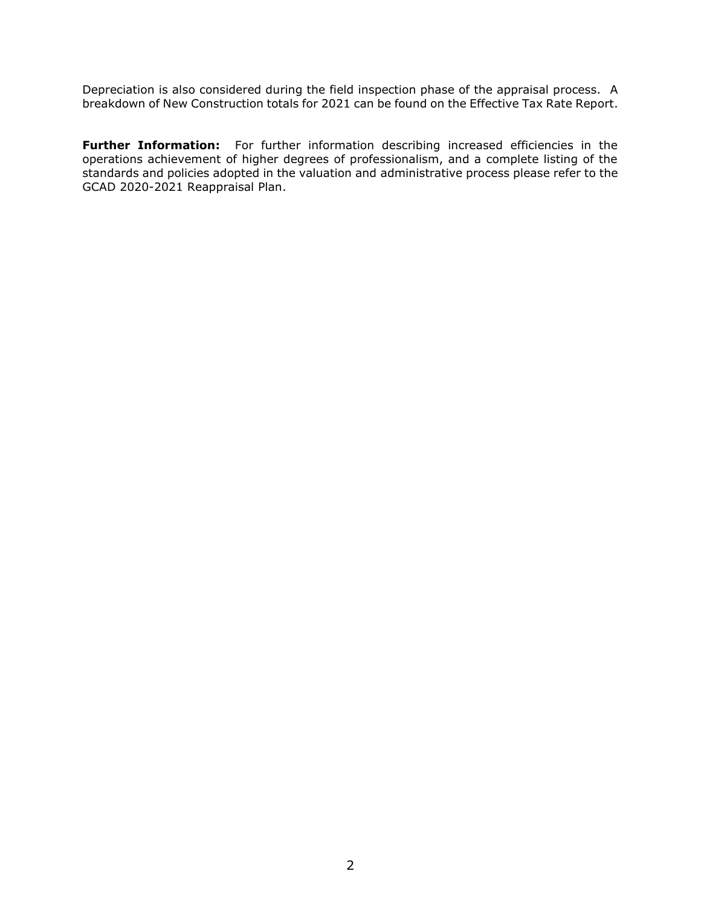Depreciation is also considered during the field inspection phase of the appraisal process. A breakdown of New Construction totals for 2021 can be found on the Effective Tax Rate Report.

**Further Information:** For further information describing increased efficiencies in the operations achievement of higher degrees of professionalism, and a complete listing of the standards and policies adopted in the valuation and administrative process please refer to the GCAD 2020-2021 Reappraisal Plan.